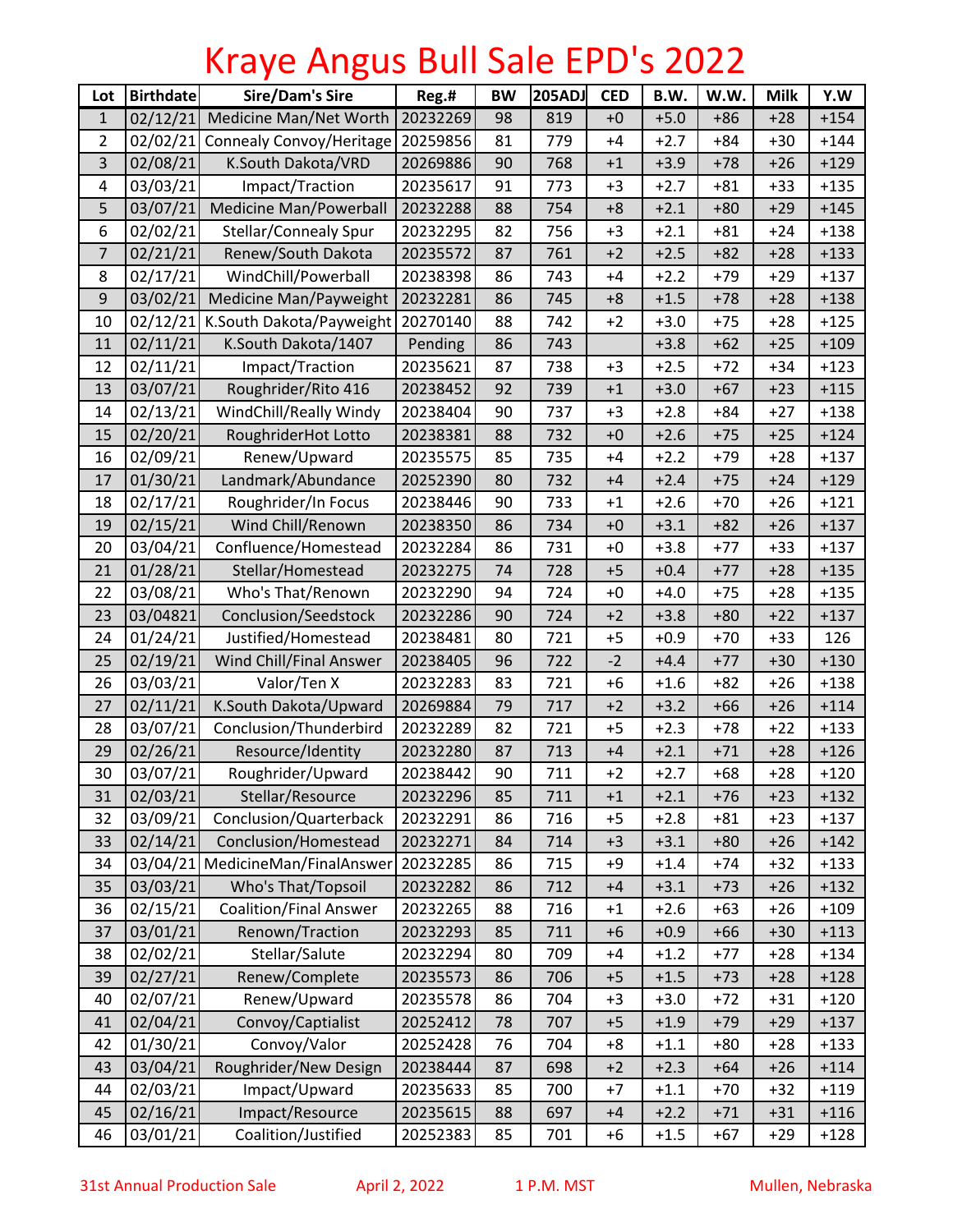# Kraye Angus Bull Sale EPD's 2022

| Lot | Birthdate | Sire/Dam's Sire | Reg.# | BW | 205ADJ | CED | B.W. | W.W. | Milk | Y.W |
|---|---|---|---|---|---|---|---|---|---|---|
| 1 | 02/12/21 | Medicine Man/Net Worth | 20232269 | 98 | 819 | +0 | +5.0 | +86 | +28 | +154 |
| 2 | 02/02/21 | Connealy Convoy/Heritage | 20259856 | 81 | 779 | +4 | +2.7 | +84 | +30 | +144 |
| 3 | 02/08/21 | K.South Dakota/VRD | 20269886 | 90 | 768 | +1 | +3.9 | +78 | +26 | +129 |
| 4 | 03/03/21 | Impact/Traction | 20235617 | 91 | 773 | +3 | +2.7 | +81 | +33 | +135 |
| 5 | 03/07/21 | Medicine Man/Powerball | 20232288 | 88 | 754 | +8 | +2.1 | +80 | +29 | +145 |
| 6 | 02/02/21 | Stellar/Connealy Spur | 20232295 | 82 | 756 | +3 | +2.1 | +81 | +24 | +138 |
| 7 | 02/21/21 | Renew/South Dakota | 20235572 | 87 | 761 | +2 | +2.5 | +82 | +28 | +133 |
| 8 | 02/17/21 | WindChill/Powerball | 20238398 | 86 | 743 | +4 | +2.2 | +79 | +29 | +137 |
| 9 | 03/02/21 | Medicine Man/Payweight | 20232281 | 86 | 745 | +8 | +1.5 | +78 | +28 | +138 |
| 10 | 02/12/21 | K.South Dakota/Payweight | 20270140 | 88 | 742 | +2 | +3.0 | +75 | +28 | +125 |
| 11 | 02/11/21 | K.South Dakota/1407 | Pending | 86 | 743 |  | +3.8 | +62 | +25 | +109 |
| 12 | 02/11/21 | Impact/Traction | 20235621 | 87 | 738 | +3 | +2.5 | +72 | +34 | +123 |
| 13 | 03/07/21 | Roughrider/Rito 416 | 20238452 | 92 | 739 | +1 | +3.0 | +67 | +23 | +115 |
| 14 | 02/13/21 | WindChill/Really Windy | 20238404 | 90 | 737 | +3 | +2.8 | +84 | +27 | +138 |
| 15 | 02/20/21 | RoughriderHot Lotto | 20238381 | 88 | 732 | +0 | +2.6 | +75 | +25 | +124 |
| 16 | 02/09/21 | Renew/Upward | 20235575 | 85 | 735 | +4 | +2.2 | +79 | +28 | +137 |
| 17 | 01/30/21 | Landmark/Abundance | 20252390 | 80 | 732 | +4 | +2.4 | +75 | +24 | +129 |
| 18 | 02/17/21 | Roughrider/In Focus | 20238446 | 90 | 733 | +1 | +2.6 | +70 | +26 | +121 |
| 19 | 02/15/21 | Wind Chill/Renown | 20238350 | 86 | 734 | +0 | +3.1 | +82 | +26 | +137 |
| 20 | 03/04/21 | Confluence/Homestead | 20232284 | 86 | 731 | +0 | +3.8 | +77 | +33 | +137 |
| 21 | 01/28/21 | Stellar/Homestead | 20232275 | 74 | 728 | +5 | +0.4 | +77 | +28 | +135 |
| 22 | 03/08/21 | Who's That/Renown | 20232290 | 94 | 724 | +0 | +4.0 | +75 | +28 | +135 |
| 23 | 03/04821 | Conclusion/Seedstock | 20232286 | 90 | 724 | +2 | +3.8 | +80 | +22 | +137 |
| 24 | 01/24/21 | Justified/Homestead | 20238481 | 80 | 721 | +5 | +0.9 | +70 | +33 | 126 |
| 25 | 02/19/21 | Wind Chill/Final Answer | 20238405 | 96 | 722 | -2 | +4.4 | +77 | +30 | +130 |
| 26 | 03/03/21 | Valor/Ten X | 20232283 | 83 | 721 | +6 | +1.6 | +82 | +26 | +138 |
| 27 | 02/11/21 | K.South Dakota/Upward | 20269884 | 79 | 717 | +2 | +3.2 | +66 | +26 | +114 |
| 28 | 03/07/21 | Conclusion/Thunderbird | 20232289 | 82 | 721 | +5 | +2.3 | +78 | +22 | +133 |
| 29 | 02/26/21 | Resource/Identity | 20232280 | 87 | 713 | +4 | +2.1 | +71 | +28 | +126 |
| 30 | 03/07/21 | Roughrider/Upward | 20238442 | 90 | 711 | +2 | +2.7 | +68 | +28 | +120 |
| 31 | 02/03/21 | Stellar/Resource | 20232296 | 85 | 711 | +1 | +2.1 | +76 | +23 | +132 |
| 32 | 03/09/21 | Conclusion/Quarterback | 20232291 | 86 | 716 | +5 | +2.8 | +81 | +23 | +137 |
| 33 | 02/14/21 | Conclusion/Homestead | 20232271 | 84 | 714 | +3 | +3.1 | +80 | +26 | +142 |
| 34 | 03/04/21 | MedicineMan/FinalAnswer | 20232285 | 86 | 715 | +9 | +1.4 | +74 | +32 | +133 |
| 35 | 03/03/21 | Who's That/Topsoil | 20232282 | 86 | 712 | +4 | +3.1 | +73 | +26 | +132 |
| 36 | 02/15/21 | Coalition/Final Answer | 20232265 | 88 | 716 | +1 | +2.6 | +63 | +26 | +109 |
| 37 | 03/01/21 | Renown/Traction | 20232293 | 85 | 711 | +6 | +0.9 | +66 | +30 | +113 |
| 38 | 02/02/21 | Stellar/Salute | 20232294 | 80 | 709 | +4 | +1.2 | +77 | +28 | +134 |
| 39 | 02/27/21 | Renew/Complete | 20235573 | 86 | 706 | +5 | +1.5 | +73 | +28 | +128 |
| 40 | 02/07/21 | Renew/Upward | 20235578 | 86 | 704 | +3 | +3.0 | +72 | +31 | +120 |
| 41 | 02/04/21 | Convoy/Captialist | 20252412 | 78 | 707 | +5 | +1.9 | +79 | +29 | +137 |
| 42 | 01/30/21 | Convoy/Valor | 20252428 | 76 | 704 | +8 | +1.1 | +80 | +28 | +133 |
| 43 | 03/04/21 | Roughrider/New Design | 20238444 | 87 | 698 | +2 | +2.3 | +64 | +26 | +114 |
| 44 | 02/03/21 | Impact/Upward | 20235633 | 85 | 700 | +7 | +1.1 | +70 | +32 | +119 |
| 45 | 02/16/21 | Impact/Resource | 20235615 | 88 | 697 | +4 | +2.2 | +71 | +31 | +116 |
| 46 | 03/01/21 | Coalition/Justified | 20252383 | 85 | 701 | +6 | +1.5 | +67 | +29 | +128 |

31st Annual Production Sale April 2, 2022 1 P.M. MST Mullen, Nebraska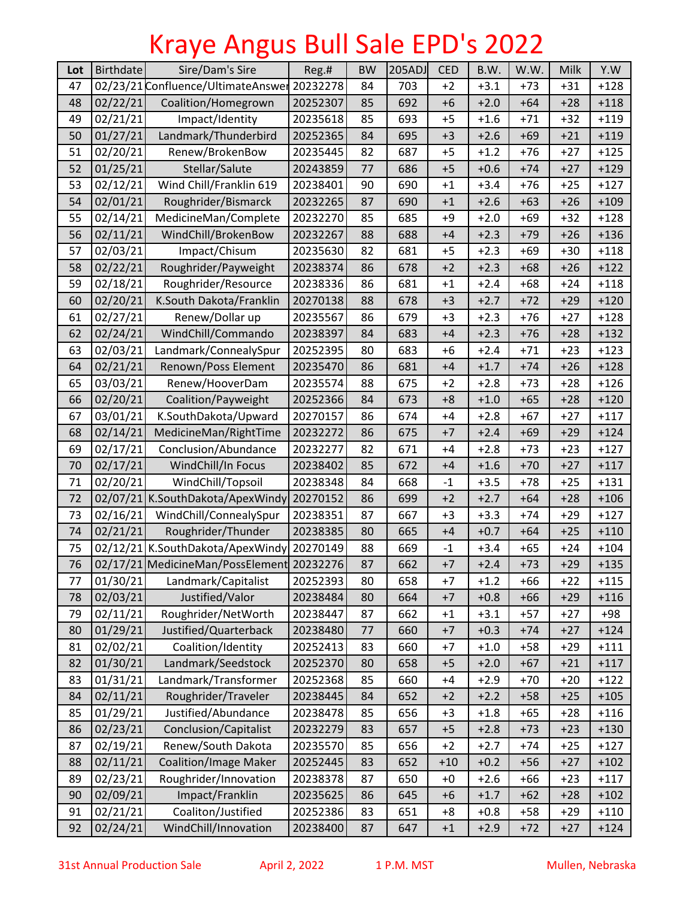# Kraye Angus Bull Sale EPD's 2022

| Lot | Birthdate | Sire/Dam's Sire | Reg.# | BW | 205ADJ | CED | B.W. | W.W. | Milk | Y.W |
|---|---|---|---|---|---|---|---|---|---|---|
| 47 | 02/23/21 | Confluence/UltimateAnswer | 20232278 | 84 | 703 | +2 | +3.1 | +73 | +31 | +128 |
| 48 | 02/22/21 | Coalition/Homegrown | 20252307 | 85 | 692 | +6 | +2.0 | +64 | +28 | +118 |
| 49 | 02/21/21 | Impact/Identity | 20235618 | 85 | 693 | +5 | +1.6 | +71 | +32 | +119 |
| 50 | 01/27/21 | Landmark/Thunderbird | 20252365 | 84 | 695 | +3 | +2.6 | +69 | +21 | +119 |
| 51 | 02/20/21 | Renew/BrokenBow | 20235445 | 82 | 687 | +5 | +1.2 | +76 | +27 | +125 |
| 52 | 01/25/21 | Stellar/Salute | 20243859 | 77 | 686 | +5 | +0.6 | +74 | +27 | +129 |
| 53 | 02/12/21 | Wind Chill/Franklin 619 | 20238401 | 90 | 690 | +1 | +3.4 | +76 | +25 | +127 |
| 54 | 02/01/21 | Roughrider/Bismarck | 20232265 | 87 | 690 | +1 | +2.6 | +63 | +26 | +109 |
| 55 | 02/14/21 | MedicineMan/Complete | 20232270 | 85 | 685 | +9 | +2.0 | +69 | +32 | +128 |
| 56 | 02/11/21 | WindChill/BrokenBow | 20232267 | 88 | 688 | +4 | +2.3 | +79 | +26 | +136 |
| 57 | 02/03/21 | Impact/Chisum | 20235630 | 82 | 681 | +5 | +2.3 | +69 | +30 | +118 |
| 58 | 02/22/21 | Roughrider/Payweight | 20238374 | 86 | 678 | +2 | +2.3 | +68 | +26 | +122 |
| 59 | 02/18/21 | Roughrider/Resource | 20238336 | 86 | 681 | +1 | +2.4 | +68 | +24 | +118 |
| 60 | 02/20/21 | K.South Dakota/Franklin | 20270138 | 88 | 678 | +3 | +2.7 | +72 | +29 | +120 |
| 61 | 02/27/21 | Renew/Dollar up | 20235567 | 86 | 679 | +3 | +2.3 | +76 | +27 | +128 |
| 62 | 02/24/21 | WindChill/Commando | 20238397 | 84 | 683 | +4 | +2.3 | +76 | +28 | +132 |
| 63 | 02/03/21 | Landmark/ConnealySpur | 20252395 | 80 | 683 | +6 | +2.4 | +71 | +23 | +123 |
| 64 | 02/21/21 | Renown/Poss Element | 20235470 | 86 | 681 | +4 | +1.7 | +74 | +26 | +128 |
| 65 | 03/03/21 | Renew/HooverDam | 20235574 | 88 | 675 | +2 | +2.8 | +73 | +28 | +126 |
| 66 | 02/20/21 | Coalition/Payweight | 20252366 | 84 | 673 | +8 | +1.0 | +65 | +28 | +120 |
| 67 | 03/01/21 | K.SouthDakota/Upward | 20270157 | 86 | 674 | +4 | +2.8 | +67 | +27 | +117 |
| 68 | 02/14/21 | MedicineMan/RightTime | 20232272 | 86 | 675 | +7 | +2.4 | +69 | +29 | +124 |
| 69 | 02/17/21 | Conclusion/Abundance | 20232277 | 82 | 671 | +4 | +2.8 | +73 | +23 | +127 |
| 70 | 02/17/21 | WindChill/In Focus | 20238402 | 85 | 672 | +4 | +1.6 | +70 | +27 | +117 |
| 71 | 02/20/21 | WindChill/Topsoil | 20238348 | 84 | 668 | -1 | +3.5 | +78 | +25 | +131 |
| 72 | 02/07/21 | K.SouthDakota/ApexWindy | 20270152 | 86 | 699 | +2 | +2.7 | +64 | +28 | +106 |
| 73 | 02/16/21 | WindChill/ConnealySpur | 20238351 | 87 | 667 | +3 | +3.3 | +74 | +29 | +127 |
| 74 | 02/21/21 | Roughrider/Thunder | 20238385 | 80 | 665 | +4 | +0.7 | +64 | +25 | +110 |
| 75 | 02/12/21 | K.SouthDakota/ApexWindy | 20270149 | 88 | 669 | -1 | +3.4 | +65 | +24 | +104 |
| 76 | 02/17/21 | MedicineMan/PossElement | 20232276 | 87 | 662 | +7 | +2.4 | +73 | +29 | +135 |
| 77 | 01/30/21 | Landmark/Capitalist | 20252393 | 80 | 658 | +7 | +1.2 | +66 | +22 | +115 |
| 78 | 02/03/21 | Justified/Valor | 20238484 | 80 | 664 | +7 | +0.8 | +66 | +29 | +116 |
| 79 | 02/11/21 | Roughrider/NetWorth | 20238447 | 87 | 662 | +1 | +3.1 | +57 | +27 | +98 |
| 80 | 01/29/21 | Justified/Quarterback | 20238480 | 77 | 660 | +7 | +0.3 | +74 | +27 | +124 |
| 81 | 02/02/21 | Coalition/Identity | 20252413 | 83 | 660 | +7 | +1.0 | +58 | +29 | +111 |
| 82 | 01/30/21 | Landmark/Seedstock | 20252370 | 80 | 658 | +5 | +2.0 | +67 | +21 | +117 |
| 83 | 01/31/21 | Landmark/Transformer | 20252368 | 85 | 660 | +4 | +2.9 | +70 | +20 | +122 |
| 84 | 02/11/21 | Roughrider/Traveler | 20238445 | 84 | 652 | +2 | +2.2 | +58 | +25 | +105 |
| 85 | 01/29/21 | Justified/Abundance | 20238478 | 85 | 656 | +3 | +1.8 | +65 | +28 | +116 |
| 86 | 02/23/21 | Conclusion/Capitalist | 20232279 | 83 | 657 | +5 | +2.8 | +73 | +23 | +130 |
| 87 | 02/19/21 | Renew/South Dakota | 20235570 | 85 | 656 | +2 | +2.7 | +74 | +25 | +127 |
| 88 | 02/11/21 | Coalition/Image Maker | 20252445 | 83 | 652 | +10 | +0.2 | +56 | +27 | +102 |
| 89 | 02/23/21 | Roughrider/Innovation | 20238378 | 87 | 650 | +0 | +2.6 | +66 | +23 | +117 |
| 90 | 02/09/21 | Impact/Franklin | 20235625 | 86 | 645 | +6 | +1.7 | +62 | +28 | +102 |
| 91 | 02/21/21 | Coaliton/Justified | 20252386 | 83 | 651 | +8 | +0.8 | +58 | +29 | +110 |
| 92 | 02/24/21 | WindChill/Innovation | 20238400 | 87 | 647 | +1 | +2.9 | +72 | +27 | +124 |

31st Annual Production Sale  April 2, 2022  1 P.M. MST  Mullen, Nebraska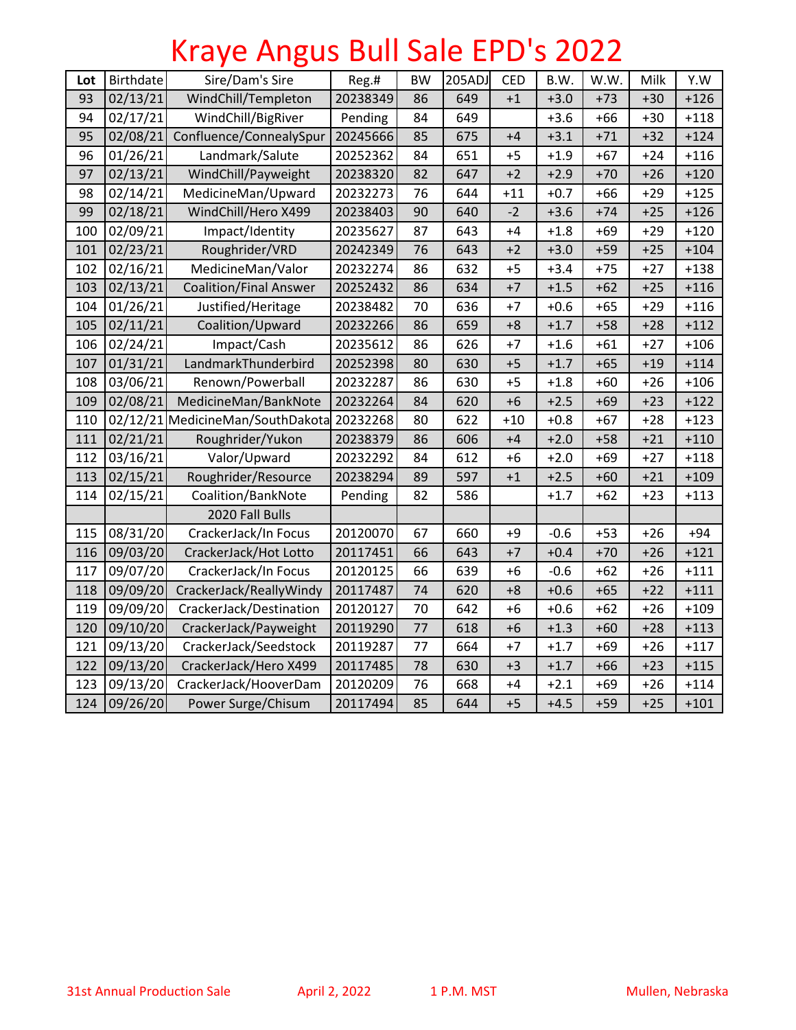# Kraye Angus Bull Sale EPD's 2022

| Lot | Birthdate | Sire/Dam's Sire | Reg.# | BW | 205ADJ | CED | B.W. | W.W. | Milk | Y.W |
|---|---|---|---|---|---|---|---|---|---|---|
| 93 | 02/13/21 | WindChill/Templeton | 20238349 | 86 | 649 | +1 | +3.0 | +73 | +30 | +126 |
| 94 | 02/17/21 | WindChill/BigRiver | Pending | 84 | 649 | | +3.6 | +66 | +30 | +118 |
| 95 | 02/08/21 | Confluence/ConnealySpur | 20245666 | 85 | 675 | +4 | +3.1 | +71 | +32 | +124 |
| 96 | 01/26/21 | Landmark/Salute | 20252362 | 84 | 651 | +5 | +1.9 | +67 | +24 | +116 |
| 97 | 02/13/21 | WindChill/Payweight | 20238320 | 82 | 647 | +2 | +2.9 | +70 | +26 | +120 |
| 98 | 02/14/21 | MedicineMan/Upward | 20232273 | 76 | 644 | +11 | +0.7 | +66 | +29 | +125 |
| 99 | 02/18/21 | WindChill/Hero X499 | 20238403 | 90 | 640 | -2 | +3.6 | +74 | +25 | +126 |
| 100 | 02/09/21 | Impact/Identity | 20235627 | 87 | 643 | +4 | +1.8 | +69 | +29 | +120 |
| 101 | 02/23/21 | Roughrider/VRD | 20242349 | 76 | 643 | +2 | +3.0 | +59 | +25 | +104 |
| 102 | 02/16/21 | MedicineMan/Valor | 20232274 | 86 | 632 | +5 | +3.4 | +75 | +27 | +138 |
| 103 | 02/13/21 | Coalition/Final Answer | 20252432 | 86 | 634 | +7 | +1.5 | +62 | +25 | +116 |
| 104 | 01/26/21 | Justified/Heritage | 20238482 | 70 | 636 | +7 | +0.6 | +65 | +29 | +116 |
| 105 | 02/11/21 | Coalition/Upward | 20232266 | 86 | 659 | +8 | +1.7 | +58 | +28 | +112 |
| 106 | 02/24/21 | Impact/Cash | 20235612 | 86 | 626 | +7 | +1.6 | +61 | +27 | +106 |
| 107 | 01/31/21 | LandmarkThunderbird | 20252398 | 80 | 630 | +5 | +1.7 | +65 | +19 | +114 |
| 108 | 03/06/21 | Renown/Powerball | 20232287 | 86 | 630 | +5 | +1.8 | +60 | +26 | +106 |
| 109 | 02/08/21 | MedicineMan/BankNote | 20232264 | 84 | 620 | +6 | +2.5 | +69 | +23 | +122 |
| 110 | 02/12/21 | MedicineMan/SouthDakota | 20232268 | 80 | 622 | +10 | +0.8 | +67 | +28 | +123 |
| 111 | 02/21/21 | Roughrider/Yukon | 20238379 | 86 | 606 | +4 | +2.0 | +58 | +21 | +110 |
| 112 | 03/16/21 | Valor/Upward | 20232292 | 84 | 612 | +6 | +2.0 | +69 | +27 | +118 |
| 113 | 02/15/21 | Roughrider/Resource | 20238294 | 89 | 597 | +1 | +2.5 | +60 | +21 | +109 |
| 114 | 02/15/21 | Coalition/BankNote | Pending | 82 | 586 | | +1.7 | +62 | +23 | +113 |
| | | 2020 Fall Bulls | | | | | | | | |
| 115 | 08/31/20 | CrackerJack/In Focus | 20120070 | 67 | 660 | +9 | -0.6 | +53 | +26 | +94 |
| 116 | 09/03/20 | CrackerJack/Hot Lotto | 20117451 | 66 | 643 | +7 | +0.4 | +70 | +26 | +121 |
| 117 | 09/07/20 | CrackerJack/In Focus | 20120125 | 66 | 639 | +6 | -0.6 | +62 | +26 | +111 |
| 118 | 09/09/20 | CrackerJack/ReallyWindy | 20117487 | 74 | 620 | +8 | +0.6 | +65 | +22 | +111 |
| 119 | 09/09/20 | CrackerJack/Destination | 20120127 | 70 | 642 | +6 | +0.6 | +62 | +26 | +109 |
| 120 | 09/10/20 | CrackerJack/Payweight | 20119290 | 77 | 618 | +6 | +1.3 | +60 | +28 | +113 |
| 121 | 09/13/20 | CrackerJack/Seedstock | 20119287 | 77 | 664 | +7 | +1.7 | +69 | +26 | +117 |
| 122 | 09/13/20 | CrackerJack/Hero X499 | 20117485 | 78 | 630 | +3 | +1.7 | +66 | +23 | +115 |
| 123 | 09/13/20 | CrackerJack/HooverDam | 20120209 | 76 | 668 | +4 | +2.1 | +69 | +26 | +114 |
| 124 | 09/26/20 | Power Surge/Chisum | 20117494 | 85 | 644 | +5 | +4.5 | +59 | +25 | +101 |

31st Annual Production Sale    April 2, 2022    1 P.M. MST    Mullen, Nebraska